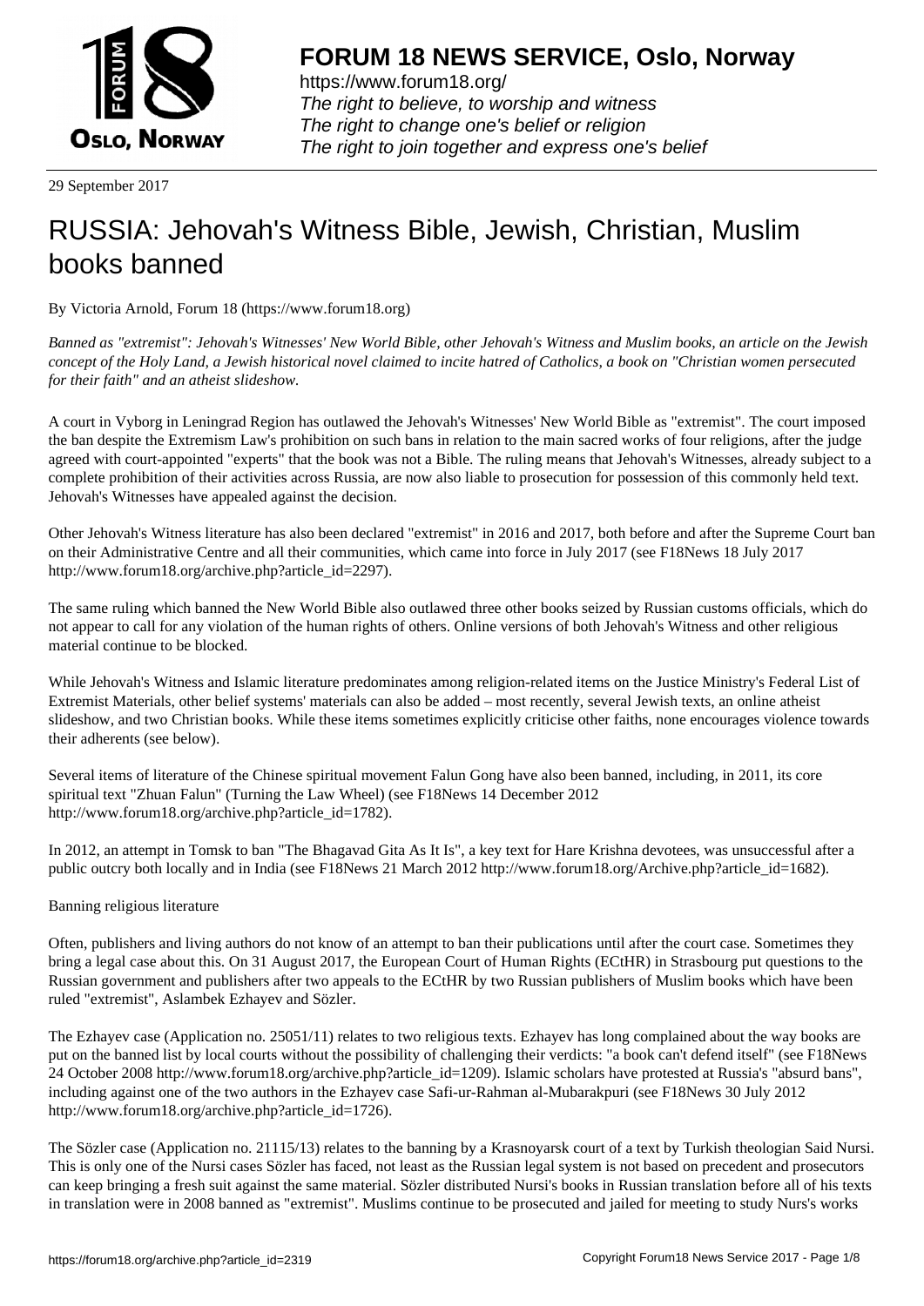**FORUM 18 NEWS SERVICE, Oslo, Norway**

https://www.forum18.org/
*The right to believe, to worship and witness*
*The right to change one's belief or religion*
*The right to join together and express one's belief*

29 September 2017

# RUSSIA: Jehovah's Witness Bible, Jewish, Christian, Muslim books banned

By Victoria Arnold, Forum 18 (https://www.forum18.org)

*Banned as "extremist": Jehovah's Witnesses' New World Bible, other Jehovah's Witness and Muslim books, an article on the Jewish concept of the Holy Land, a Jewish historical novel claimed to incite hatred of Catholics, a book on "Christian women persecuted for their faith" and an atheist slideshow.*

A court in Vyborg in Leningrad Region has outlawed the Jehovah's Witnesses' New World Bible as "extremist". The court imposed the ban despite the Extremism Law's prohibition on such bans in relation to the main sacred works of four religions, after the judge agreed with court-appointed "experts" that the book was not a Bible. The ruling means that Jehovah's Witnesses, already subject to a complete prohibition of their activities across Russia, are now also liable to prosecution for possession of this commonly held text. Jehovah's Witnesses have appealed against the decision.

Other Jehovah's Witness literature has also been declared "extremist" in 2016 and 2017, both before and after the Supreme Court ban on their Administrative Centre and all their communities, which came into force in July 2017 (see F18News 18 July 2017 http://www.forum18.org/archive.php?article_id=2297).

The same ruling which banned the New World Bible also outlawed three other books seized by Russian customs officials, which do not appear to call for any violation of the human rights of others. Online versions of both Jehovah's Witness and other religious material continue to be blocked.

While Jehovah's Witness and Islamic literature predominates among religion-related items on the Justice Ministry's Federal List of Extremist Materials, other belief systems' materials can also be added – most recently, several Jewish texts, an online atheist slideshow, and two Christian books. While these items sometimes explicitly criticise other faiths, none encourages violence towards their adherents (see below).

Several items of literature of the Chinese spiritual movement Falun Gong have also been banned, including, in 2011, its core spiritual text "Zhuan Falun" (Turning the Law Wheel) (see F18News 14 December 2012 http://www.forum18.org/archive.php?article_id=1782).

In 2012, an attempt in Tomsk to ban "The Bhagavad Gita As It Is", a key text for Hare Krishna devotees, was unsuccessful after a public outcry both locally and in India (see F18News 21 March 2012 http://www.forum18.org/Archive.php?article_id=1682).

Banning religious literature

Often, publishers and living authors do not know of an attempt to ban their publications until after the court case. Sometimes they bring a legal case about this. On 31 August 2017, the European Court of Human Rights (ECtHR) in Strasbourg put questions to the Russian government and publishers after two appeals to the ECtHR by two Russian publishers of Muslim books which have been ruled "extremist", Aslambek Ezhayev and Sözler.

The Ezhayev case (Application no. 25051/11) relates to two religious texts. Ezhayev has long complained about the way books are put on the banned list by local courts without the possibility of challenging their verdicts: "a book can't defend itself" (see F18News 24 October 2008 http://www.forum18.org/archive.php?article_id=1209). Islamic scholars have protested at Russia's "absurd bans", including against one of the two authors in the Ezhayev case Safi-ur-Rahman al-Mubarakpuri (see F18News 30 July 2012 http://www.forum18.org/archive.php?article_id=1726).

The Sözler case (Application no. 21115/13) relates to the banning by a Krasnoyarsk court of a text by Turkish theologian Said Nursi. This is only one of the Nursi cases Sözler has faced, not least as the Russian legal system is not based on precedent and prosecutors can keep bringing a fresh suit against the same material. Sözler distributed Nursi's books in Russian translation before all of his texts in translation were in 2008 banned as "extremist". Muslims continue to be prosecuted and jailed for meeting to study Nurs's works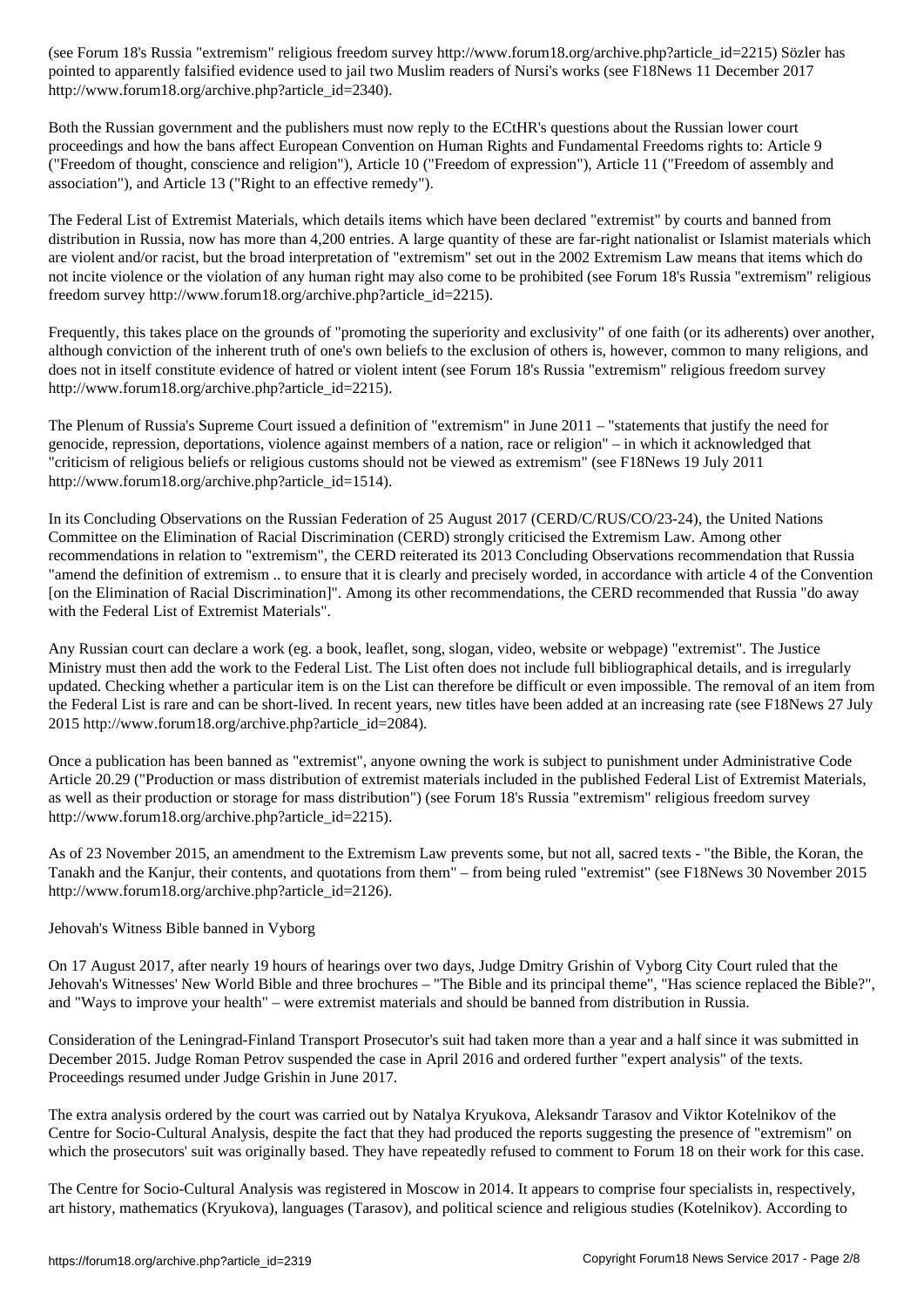(see Forum 18's Russia "extremism" religious freedom survey http://www.forum18.org/archive.php?article_id=2215) Sözler has pointed to apparently falsified evidence used to jail two Muslim readers of Nursi's works (see F18News 11 December 2017 http://www.forum18.org/archive.php?article_id=2340).

Both the Russian government and the publishers must now reply to the ECtHR's questions about the Russian lower court proceedings and how the bans affect European Convention on Human Rights and Fundamental Freedoms rights to: Article 9 ("Freedom of thought, conscience and religion"), Article 10 ("Freedom of expression"), Article 11 ("Freedom of assembly and association"), and Article 13 ("Right to an effective remedy").

The Federal List of Extremist Materials, which details items which have been declared "extremist" by courts and banned from distribution in Russia, now has more than 4,200 entries. A large quantity of these are far-right nationalist or Islamist materials which are violent and/or racist, but the broad interpretation of "extremism" set out in the 2002 Extremism Law means that items which do not incite violence or the violation of any human right may also come to be prohibited (see Forum 18's Russia "extremism" religious freedom survey http://www.forum18.org/archive.php?article_id=2215).

Frequently, this takes place on the grounds of "promoting the superiority and exclusivity" of one faith (or its adherents) over another, although conviction of the inherent truth of one's own beliefs to the exclusion of others is, however, common to many religions, and does not in itself constitute evidence of hatred or violent intent (see Forum 18's Russia "extremism" religious freedom survey http://www.forum18.org/archive.php?article_id=2215).

The Plenum of Russia's Supreme Court issued a definition of "extremism" in June 2011 – "statements that justify the need for genocide, repression, deportations, violence against members of a nation, race or religion" – in which it acknowledged that "criticism of religious beliefs or religious customs should not be viewed as extremism" (see F18News 19 July 2011 http://www.forum18.org/archive.php?article_id=1514).

In its Concluding Observations on the Russian Federation of 25 August 2017 (CERD/C/RUS/CO/23-24), the United Nations Committee on the Elimination of Racial Discrimination (CERD) strongly criticised the Extremism Law. Among other recommendations in relation to "extremism", the CERD reiterated its 2013 Concluding Observations recommendation that Russia "amend the definition of extremism .. to ensure that it is clearly and precisely worded, in accordance with article 4 of the Convention [on the Elimination of Racial Discrimination]". Among its other recommendations, the CERD recommended that Russia "do away with the Federal List of Extremist Materials".

Any Russian court can declare a work (eg. a book, leaflet, song, slogan, video, website or webpage) "extremist". The Justice Ministry must then add the work to the Federal List. The List often does not include full bibliographical details, and is irregularly updated. Checking whether a particular item is on the List can therefore be difficult or even impossible. The removal of an item from the Federal List is rare and can be short-lived. In recent years, new titles have been added at an increasing rate (see F18News 27 July 2015 http://www.forum18.org/archive.php?article_id=2084).

Once a publication has been banned as "extremist", anyone owning the work is subject to punishment under Administrative Code Article 20.29 ("Production or mass distribution of extremist materials included in the published Federal List of Extremist Materials, as well as their production or storage for mass distribution") (see Forum 18's Russia "extremism" religious freedom survey http://www.forum18.org/archive.php?article_id=2215).

As of 23 November 2015, an amendment to the Extremism Law prevents some, but not all, sacred texts - "the Bible, the Koran, the Tanakh and the Kanjur, their contents, and quotations from them" – from being ruled "extremist" (see F18News 30 November 2015 http://www.forum18.org/archive.php?article_id=2126).

## Jehovah's Witness Bible banned in Vyborg

On 17 August 2017, after nearly 19 hours of hearings over two days, Judge Dmitry Grishin of Vyborg City Court ruled that the Jehovah's Witnesses' New World Bible and three brochures – "The Bible and its principal theme", "Has science replaced the Bible?", and "Ways to improve your health" – were extremist materials and should be banned from distribution in Russia.

Consideration of the Leningrad-Finland Transport Prosecutor's suit had taken more than a year and a half since it was submitted in December 2015. Judge Roman Petrov suspended the case in April 2016 and ordered further "expert analysis" of the texts. Proceedings resumed under Judge Grishin in June 2017.

The extra analysis ordered by the court was carried out by Natalya Kryukova, Aleksandr Tarasov and Viktor Kotelnikov of the Centre for Socio-Cultural Analysis, despite the fact that they had produced the reports suggesting the presence of "extremism" on which the prosecutors' suit was originally based. They have repeatedly refused to comment to Forum 18 on their work for this case.

The Centre for Socio-Cultural Analysis was registered in Moscow in 2014. It appears to comprise four specialists in, respectively, art history, mathematics (Kryukova), languages (Tarasov), and political science and religious studies (Kotelnikov). According to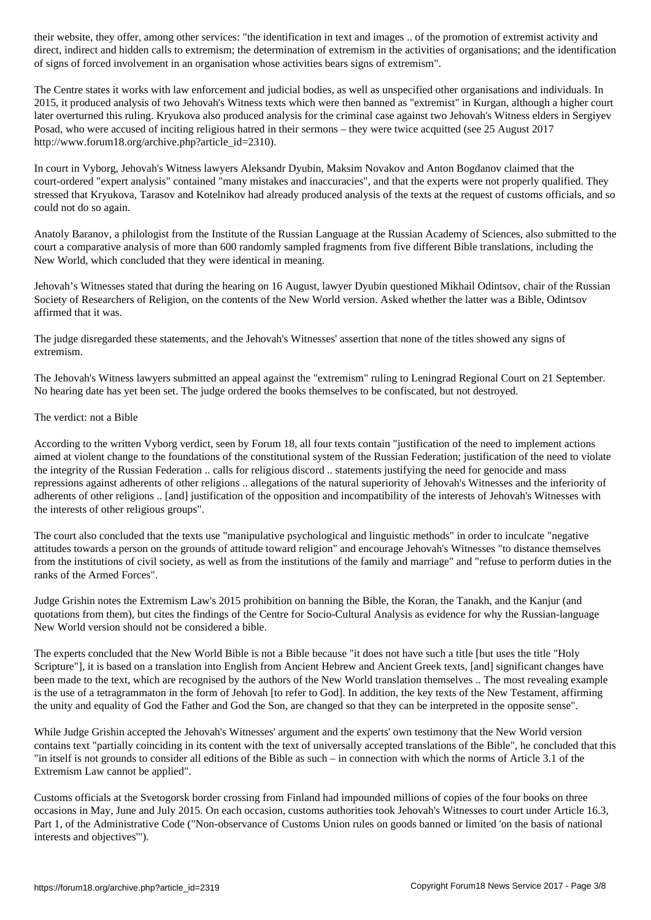their website, they offer, among other services: "the identification in text and images .. of the promotion of extremist activity and direct, indirect and hidden calls to extremism; the determination of extremism in the activities of organisations; and the identification of signs of forced involvement in an organisation whose activities bears signs of extremism".

The Centre states it works with law enforcement and judicial bodies, as well as unspecified other organisations and individuals. In 2015, it produced analysis of two Jehovah's Witness texts which were then banned as "extremist" in Kurgan, although a higher court later overturned this ruling. Kryukova also produced analysis for the criminal case against two Jehovah's Witness elders in Sergiyev Posad, who were accused of inciting religious hatred in their sermons – they were twice acquitted (see 25 August 2017 http://www.forum18.org/archive.php?article_id=2310).

In court in Vyborg, Jehovah's Witness lawyers Aleksandr Dyubin, Maksim Novakov and Anton Bogdanov claimed that the court-ordered "expert analysis" contained "many mistakes and inaccuracies", and that the experts were not properly qualified. They stressed that Kryukova, Tarasov and Kotelnikov had already produced analysis of the texts at the request of customs officials, and so could not do so again.

Anatoly Baranov, a philologist from the Institute of the Russian Language at the Russian Academy of Sciences, also submitted to the court a comparative analysis of more than 600 randomly sampled fragments from five different Bible translations, including the New World, which concluded that they were identical in meaning.

Jehovah's Witnesses stated that during the hearing on 16 August, lawyer Dyubin questioned Mikhail Odintsov, chair of the Russian Society of Researchers of Religion, on the contents of the New World version. Asked whether the latter was a Bible, Odintsov affirmed that it was.

The judge disregarded these statements, and the Jehovah's Witnesses' assertion that none of the titles showed any signs of extremism.

The Jehovah's Witness lawyers submitted an appeal against the "extremism" ruling to Leningrad Regional Court on 21 September. No hearing date has yet been set. The judge ordered the books themselves to be confiscated, but not destroyed.

## The verdict: not a Bible

According to the written Vyborg verdict, seen by Forum 18, all four texts contain "justification of the need to implement actions aimed at violent change to the foundations of the constitutional system of the Russian Federation; justification of the need to violate the integrity of the Russian Federation .. calls for religious discord .. statements justifying the need for genocide and mass repressions against adherents of other religions .. allegations of the natural superiority of Jehovah's Witnesses and the inferiority of adherents of other religions .. [and] justification of the opposition and incompatibility of the interests of Jehovah's Witnesses with the interests of other religious groups".

The court also concluded that the texts use "manipulative psychological and linguistic methods" in order to inculcate "negative attitudes towards a person on the grounds of attitude toward religion" and encourage Jehovah's Witnesses "to distance themselves from the institutions of civil society, as well as from the institutions of the family and marriage" and "refuse to perform duties in the ranks of the Armed Forces".

Judge Grishin notes the Extremism Law's 2015 prohibition on banning the Bible, the Koran, the Tanakh, and the Kanjur (and quotations from them), but cites the findings of the Centre for Socio-Cultural Analysis as evidence for why the Russian-language New World version should not be considered a bible.

The experts concluded that the New World Bible is not a Bible because "it does not have such a title [but uses the title "Holy Scripture"], it is based on a translation into English from Ancient Hebrew and Ancient Greek texts, [and] significant changes have been made to the text, which are recognised by the authors of the New World translation themselves .. The most revealing example is the use of a tetragrammaton in the form of Jehovah [to refer to God]. In addition, the key texts of the New Testament, affirming the unity and equality of God the Father and God the Son, are changed so that they can be interpreted in the opposite sense".

While Judge Grishin accepted the Jehovah's Witnesses' argument and the experts' own testimony that the New World version contains text "partially coinciding in its content with the text of universally accepted translations of the Bible", he concluded that this "in itself is not grounds to consider all editions of the Bible as such – in connection with which the norms of Article 3.1 of the Extremism Law cannot be applied".

Customs officials at the Svetogorsk border crossing from Finland had impounded millions of copies of the four books on three occasions in May, June and July 2015. On each occasion, customs authorities took Jehovah's Witnesses to court under Article 16.3, Part 1, of the Administrative Code ("Non-observance of Customs Union rules on goods banned or limited 'on the basis of national interests and objectives'").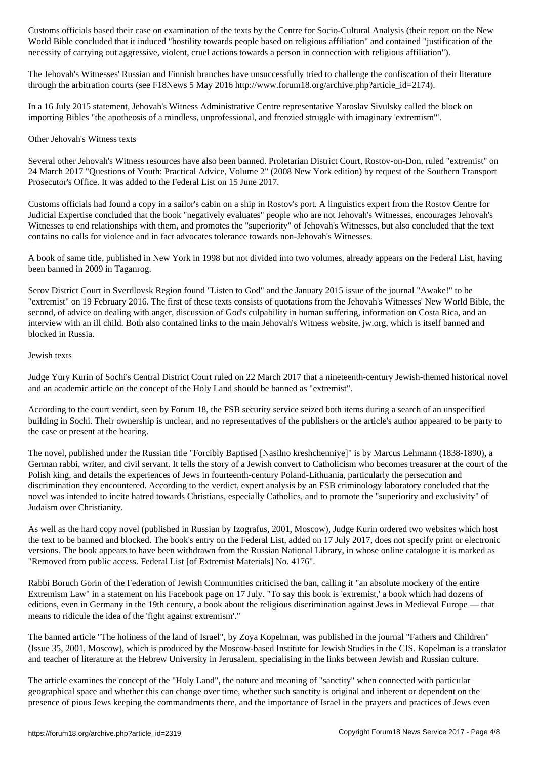Customs officials based their case on examination of the texts by the Centre for Socio-Cultural Analysis (their report on the New World Bible concluded that it induced "hostility towards people based on religious affiliation" and contained "justification of the necessity of carrying out aggressive, violent, cruel actions towards a person in connection with religious affiliation").

The Jehovah's Witnesses' Russian and Finnish branches have unsuccessfully tried to challenge the confiscation of their literature through the arbitration courts (see F18News 5 May 2016 http://www.forum18.org/archive.php?article_id=2174).

In a 16 July 2015 statement, Jehovah's Witness Administrative Centre representative Yaroslav Sivulsky called the block on importing Bibles "the apotheosis of a mindless, unprofessional, and frenzied struggle with imaginary 'extremism'".

## Other Jehovah's Witness texts

Several other Jehovah's Witness resources have also been banned. Proletarian District Court, Rostov-on-Don, ruled "extremist" on 24 March 2017 "Questions of Youth: Practical Advice, Volume 2" (2008 New York edition) by request of the Southern Transport Prosecutor's Office. It was added to the Federal List on 15 June 2017.

Customs officials had found a copy in a sailor's cabin on a ship in Rostov's port. A linguistics expert from the Rostov Centre for Judicial Expertise concluded that the book "negatively evaluates" people who are not Jehovah's Witnesses, encourages Jehovah's Witnesses to end relationships with them, and promotes the "superiority" of Jehovah's Witnesses, but also concluded that the text contains no calls for violence and in fact advocates tolerance towards non-Jehovah's Witnesses.

A book of same title, published in New York in 1998 but not divided into two volumes, already appears on the Federal List, having been banned in 2009 in Taganrog.

Serov District Court in Sverdlovsk Region found "Listen to God" and the January 2015 issue of the journal "Awake!" to be "extremist" on 19 February 2016. The first of these texts consists of quotations from the Jehovah's Witnesses' New World Bible, the second, of advice on dealing with anger, discussion of God's culpability in human suffering, information on Costa Rica, and an interview with an ill child. Both also contained links to the main Jehovah's Witness website, jw.org, which is itself banned and blocked in Russia.

## Jewish texts

Judge Yury Kurin of Sochi's Central District Court ruled on 22 March 2017 that a nineteenth-century Jewish-themed historical novel and an academic article on the concept of the Holy Land should be banned as "extremist".

According to the court verdict, seen by Forum 18, the FSB security service seized both items during a search of an unspecified building in Sochi. Their ownership is unclear, and no representatives of the publishers or the article's author appeared to be party to the case or present at the hearing.

The novel, published under the Russian title "Forcibly Baptised [Nasilno kreshchenniye]" is by Marcus Lehmann (1838-1890), a German rabbi, writer, and civil servant. It tells the story of a Jewish convert to Catholicism who becomes treasurer at the court of the Polish king, and details the experiences of Jews in fourteenth-century Poland-Lithuania, particularly the persecution and discrimination they encountered. According to the verdict, expert analysis by an FSB criminology laboratory concluded that the novel was intended to incite hatred towards Christians, especially Catholics, and to promote the "superiority and exclusivity" of Judaism over Christianity.

As well as the hard copy novel (published in Russian by Izografus, 2001, Moscow), Judge Kurin ordered two websites which host the text to be banned and blocked. The book's entry on the Federal List, added on 17 July 2017, does not specify print or electronic versions. The book appears to have been withdrawn from the Russian National Library, in whose online catalogue it is marked as "Removed from public access. Federal List [of Extremist Materials] No. 4176".

Rabbi Boruch Gorin of the Federation of Jewish Communities criticised the ban, calling it "an absolute mockery of the entire Extremism Law" in a statement on his Facebook page on 17 July. "To say this book is 'extremist,' a book which had dozens of editions, even in Germany in the 19th century, a book about the religious discrimination against Jews in Medieval Europe — that means to ridicule the idea of the 'fight against extremism'."

The banned article "The holiness of the land of Israel", by Zoya Kopelman, was published in the journal "Fathers and Children" (Issue 35, 2001, Moscow), which is produced by the Moscow-based Institute for Jewish Studies in the CIS. Kopelman is a translator and teacher of literature at the Hebrew University in Jerusalem, specialising in the links between Jewish and Russian culture.

The article examines the concept of the "Holy Land", the nature and meaning of "sanctity" when connected with particular geographical space and whether this can change over time, whether such sanctity is original and inherent or dependent on the presence of pious Jews keeping the commandments there, and the importance of Israel in the prayers and practices of Jews even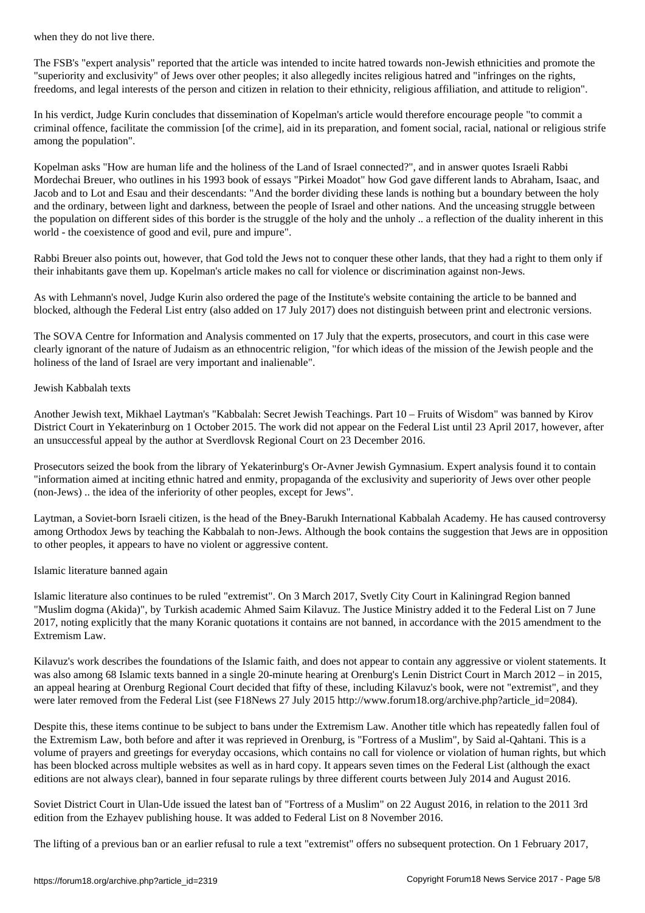when they do not live there.

The FSB's "expert analysis" reported that the article was intended to incite hatred towards non-Jewish ethnicities and promote the "superiority and exclusivity" of Jews over other peoples; it also allegedly incites religious hatred and "infringes on the rights, freedoms, and legal interests of the person and citizen in relation to their ethnicity, religious affiliation, and attitude to religion".

In his verdict, Judge Kurin concludes that dissemination of Kopelman's article would therefore encourage people "to commit a criminal offence, facilitate the commission [of the crime], aid in its preparation, and foment social, racial, national or religious strife among the population".

Kopelman asks "How are human life and the holiness of the Land of Israel connected?", and in answer quotes Israeli Rabbi Mordechai Breuer, who outlines in his 1993 book of essays "Pirkei Moadot" how God gave different lands to Abraham, Isaac, and Jacob and to Lot and Esau and their descendants: "And the border dividing these lands is nothing but a boundary between the holy and the ordinary, between light and darkness, between the people of Israel and other nations. And the unceasing struggle between the population on different sides of this border is the struggle of the holy and the unholy .. a reflection of the duality inherent in this world - the coexistence of good and evil, pure and impure".

Rabbi Breuer also points out, however, that God told the Jews not to conquer these other lands, that they had a right to them only if their inhabitants gave them up. Kopelman's article makes no call for violence or discrimination against non-Jews.

As with Lehmann's novel, Judge Kurin also ordered the page of the Institute's website containing the article to be banned and blocked, although the Federal List entry (also added on 17 July 2017) does not distinguish between print and electronic versions.

The SOVA Centre for Information and Analysis commented on 17 July that the experts, prosecutors, and court in this case were clearly ignorant of the nature of Judaism as an ethnocentric religion, "for which ideas of the mission of the Jewish people and the holiness of the land of Israel are very important and inalienable".

Jewish Kabbalah texts

Another Jewish text, Mikhael Laytman's "Kabbalah: Secret Jewish Teachings. Part 10 – Fruits of Wisdom" was banned by Kirov District Court in Yekaterinburg on 1 October 2015. The work did not appear on the Federal List until 23 April 2017, however, after an unsuccessful appeal by the author at Sverdlovsk Regional Court on 23 December 2016.

Prosecutors seized the book from the library of Yekaterinburg's Or-Avner Jewish Gymnasium. Expert analysis found it to contain "information aimed at inciting ethnic hatred and enmity, propaganda of the exclusivity and superiority of Jews over other people (non-Jews) .. the idea of the inferiority of other peoples, except for Jews".

Laytman, a Soviet-born Israeli citizen, is the head of the Bney-Barukh International Kabbalah Academy. He has caused controversy among Orthodox Jews by teaching the Kabbalah to non-Jews. Although the book contains the suggestion that Jews are in opposition to other peoples, it appears to have no violent or aggressive content.

Islamic literature banned again

Islamic literature also continues to be ruled "extremist". On 3 March 2017, Svetly City Court in Kaliningrad Region banned "Muslim dogma (Akida)", by Turkish academic Ahmed Saim Kilavuz. The Justice Ministry added it to the Federal List on 7 June 2017, noting explicitly that the many Koranic quotations it contains are not banned, in accordance with the 2015 amendment to the Extremism Law.

Kilavuz's work describes the foundations of the Islamic faith, and does not appear to contain any aggressive or violent statements. It was also among 68 Islamic texts banned in a single 20-minute hearing at Orenburg's Lenin District Court in March 2012 – in 2015, an appeal hearing at Orenburg Regional Court decided that fifty of these, including Kilavuz's book, were not "extremist", and they were later removed from the Federal List (see F18News 27 July 2015 http://www.forum18.org/archive.php?article_id=2084).

Despite this, these items continue to be subject to bans under the Extremism Law. Another title which has repeatedly fallen foul of the Extremism Law, both before and after it was reprieved in Orenburg, is "Fortress of a Muslim", by Said al-Qahtani. This is a volume of prayers and greetings for everyday occasions, which contains no call for violence or violation of human rights, but which has been blocked across multiple websites as well as in hard copy. It appears seven times on the Federal List (although the exact editions are not always clear), banned in four separate rulings by three different courts between July 2014 and August 2016.

Soviet District Court in Ulan-Ude issued the latest ban of "Fortress of a Muslim" on 22 August 2016, in relation to the 2011 3rd edition from the Ezhayev publishing house. It was added to Federal List on 8 November 2016.

The lifting of a previous ban or an earlier refusal to rule a text "extremist" offers no subsequent protection. On 1 February 2017,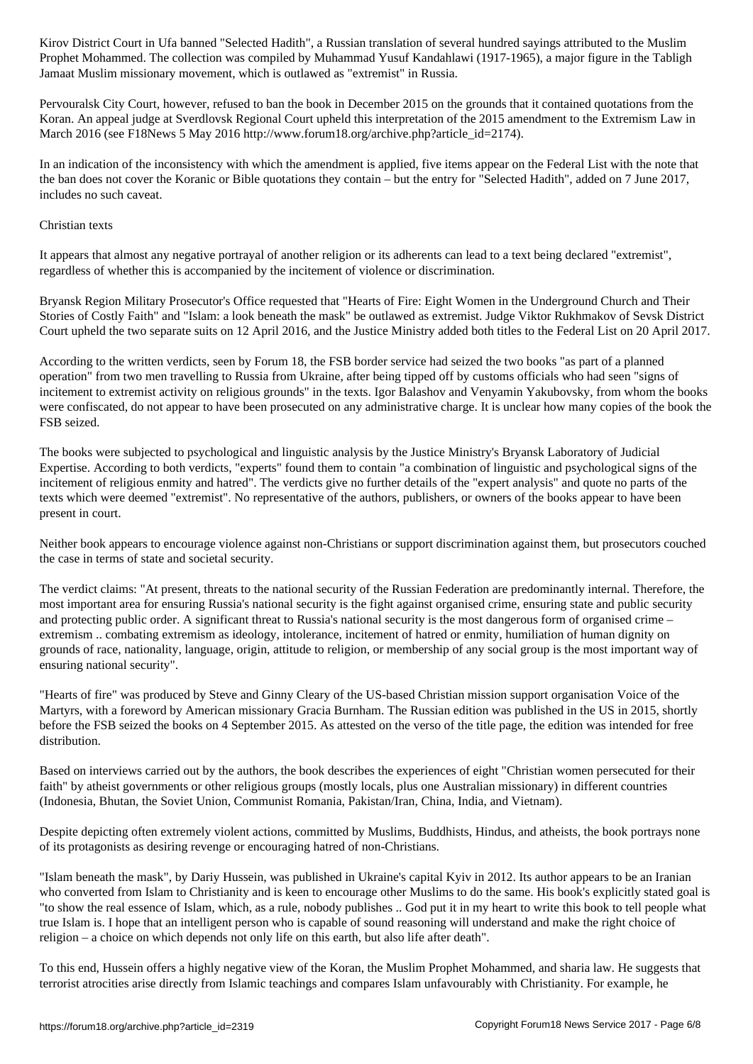Kirov District Court in Ufa banned "Selected Hadith", a Russian translation of several hundred sayings attributed to the Muslim Prophet Mohammed. The collection was compiled by Muhammad Yusuf Kandahlawi (1917-1965), a major figure in the Tabligh Jamaat Muslim missionary movement, which is outlawed as "extremist" in Russia.

Pervouralsk City Court, however, refused to ban the book in December 2015 on the grounds that it contained quotations from the Koran. An appeal judge at Sverdlovsk Regional Court upheld this interpretation of the 2015 amendment to the Extremism Law in March 2016 (see F18News 5 May 2016 http://www.forum18.org/archive.php?article_id=2174).

In an indication of the inconsistency with which the amendment is applied, five items appear on the Federal List with the note that the ban does not cover the Koranic or Bible quotations they contain – but the entry for "Selected Hadith", added on 7 June 2017, includes no such caveat.

## Christian texts

It appears that almost any negative portrayal of another religion or its adherents can lead to a text being declared "extremist", regardless of whether this is accompanied by the incitement of violence or discrimination.

Bryansk Region Military Prosecutor's Office requested that "Hearts of Fire: Eight Women in the Underground Church and Their Stories of Costly Faith" and "Islam: a look beneath the mask" be outlawed as extremist. Judge Viktor Rukhmakov of Sevsk District Court upheld the two separate suits on 12 April 2016, and the Justice Ministry added both titles to the Federal List on 20 April 2017.

According to the written verdicts, seen by Forum 18, the FSB border service had seized the two books "as part of a planned operation" from two men travelling to Russia from Ukraine, after being tipped off by customs officials who had seen "signs of incitement to extremist activity on religious grounds" in the texts. Igor Balashov and Venyamin Yakubovsky, from whom the books were confiscated, do not appear to have been prosecuted on any administrative charge. It is unclear how many copies of the book the FSB seized.

The books were subjected to psychological and linguistic analysis by the Justice Ministry's Bryansk Laboratory of Judicial Expertise. According to both verdicts, "experts" found them to contain "a combination of linguistic and psychological signs of the incitement of religious enmity and hatred". The verdicts give no further details of the "expert analysis" and quote no parts of the texts which were deemed "extremist". No representative of the authors, publishers, or owners of the books appear to have been present in court.

Neither book appears to encourage violence against non-Christians or support discrimination against them, but prosecutors couched the case in terms of state and societal security.

The verdict claims: "At present, threats to the national security of the Russian Federation are predominantly internal. Therefore, the most important area for ensuring Russia's national security is the fight against organised crime, ensuring state and public security and protecting public order. A significant threat to Russia's national security is the most dangerous form of organised crime – extremism .. combating extremism as ideology, intolerance, incitement of hatred or enmity, humiliation of human dignity on grounds of race, nationality, language, origin, attitude to religion, or membership of any social group is the most important way of ensuring national security".

"Hearts of fire" was produced by Steve and Ginny Cleary of the US-based Christian mission support organisation Voice of the Martyrs, with a foreword by American missionary Gracia Burnham. The Russian edition was published in the US in 2015, shortly before the FSB seized the books on 4 September 2015. As attested on the verso of the title page, the edition was intended for free distribution.

Based on interviews carried out by the authors, the book describes the experiences of eight "Christian women persecuted for their faith" by atheist governments or other religious groups (mostly locals, plus one Australian missionary) in different countries (Indonesia, Bhutan, the Soviet Union, Communist Romania, Pakistan/Iran, China, India, and Vietnam).

Despite depicting often extremely violent actions, committed by Muslims, Buddhists, Hindus, and atheists, the book portrays none of its protagonists as desiring revenge or encouraging hatred of non-Christians.

"Islam beneath the mask", by Dariy Hussein, was published in Ukraine's capital Kyiv in 2012. Its author appears to be an Iranian who converted from Islam to Christianity and is keen to encourage other Muslims to do the same. His book's explicitly stated goal is "to show the real essence of Islam, which, as a rule, nobody publishes .. God put it in my heart to write this book to tell people what true Islam is. I hope that an intelligent person who is capable of sound reasoning will understand and make the right choice of religion – a choice on which depends not only life on this earth, but also life after death".

To this end, Hussein offers a highly negative view of the Koran, the Muslim Prophet Mohammed, and sharia law. He suggests that terrorist atrocities arise directly from Islamic teachings and compares Islam unfavourably with Christianity. For example, he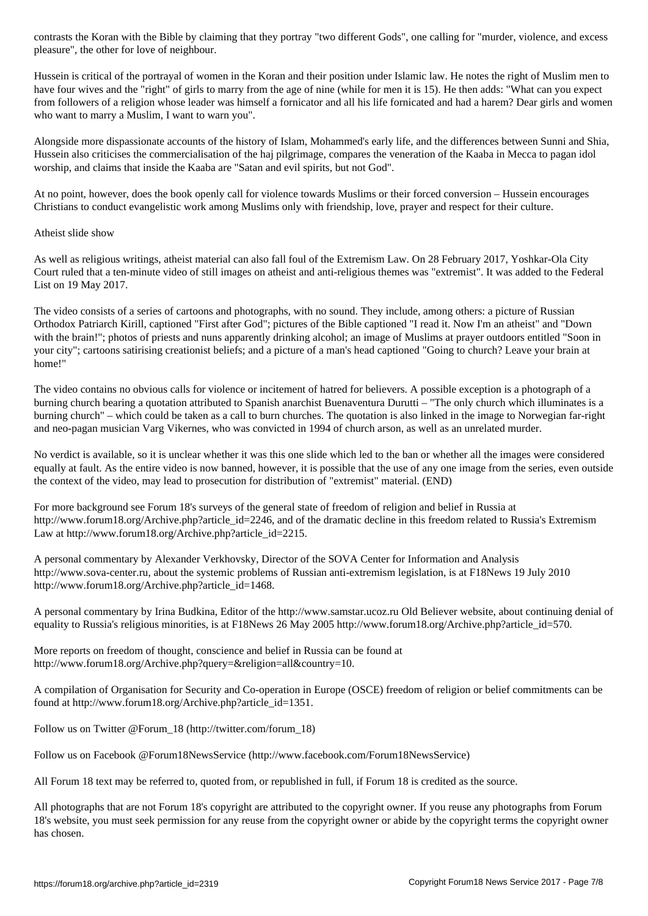contrasts the Koran with the Bible by claiming that they portray "two different Gods", one calling for "murder, violence, and excess pleasure", the other for love of neighbour.

Hussein is critical of the portrayal of women in the Koran and their position under Islamic law. He notes the right of Muslim men to have four wives and the "right" of girls to marry from the age of nine (while for men it is 15). He then adds: "What can you expect from followers of a religion whose leader was himself a fornicator and all his life fornicated and had a harem? Dear girls and women who want to marry a Muslim, I want to warn you".

Alongside more dispassionate accounts of the history of Islam, Mohammed's early life, and the differences between Sunni and Shia, Hussein also criticises the commercialisation of the haj pilgrimage, compares the veneration of the Kaaba in Mecca to pagan idol worship, and claims that inside the Kaaba are "Satan and evil spirits, but not God".

At no point, however, does the book openly call for violence towards Muslims or their forced conversion – Hussein encourages Christians to conduct evangelistic work among Muslims only with friendship, love, prayer and respect for their culture.

## Atheist slide show

As well as religious writings, atheist material can also fall foul of the Extremism Law. On 28 February 2017, Yoshkar-Ola City Court ruled that a ten-minute video of still images on atheist and anti-religious themes was "extremist". It was added to the Federal List on 19 May 2017.

The video consists of a series of cartoons and photographs, with no sound. They include, among others: a picture of Russian Orthodox Patriarch Kirill, captioned "First after God"; pictures of the Bible captioned "I read it. Now I'm an atheist" and "Down with the brain!"; photos of priests and nuns apparently drinking alcohol; an image of Muslims at prayer outdoors entitled "Soon in your city"; cartoons satirising creationist beliefs; and a picture of a man's head captioned "Going to church? Leave your brain at home!"

The video contains no obvious calls for violence or incitement of hatred for believers. A possible exception is a photograph of a burning church bearing a quotation attributed to Spanish anarchist Buenaventura Durutti – "The only church which illuminates is a burning church" – which could be taken as a call to burn churches. The quotation is also linked in the image to Norwegian far-right and neo-pagan musician Varg Vikernes, who was convicted in 1994 of church arson, as well as an unrelated murder.

No verdict is available, so it is unclear whether it was this one slide which led to the ban or whether all the images were considered equally at fault. As the entire video is now banned, however, it is possible that the use of any one image from the series, even outside the context of the video, may lead to prosecution for distribution of "extremist" material. (END)

For more background see Forum 18's surveys of the general state of freedom of religion and belief in Russia at http://www.forum18.org/Archive.php?article_id=2246, and of the dramatic decline in this freedom related to Russia's Extremism Law at http://www.forum18.org/Archive.php?article_id=2215.

A personal commentary by Alexander Verkhovsky, Director of the SOVA Center for Information and Analysis http://www.sova-center.ru, about the systemic problems of Russian anti-extremism legislation, is at F18News 19 July 2010 http://www.forum18.org/Archive.php?article_id=1468.

A personal commentary by Irina Budkina, Editor of the http://www.samstar.ucoz.ru Old Believer website, about continuing denial of equality to Russia's religious minorities, is at F18News 26 May 2005 http://www.forum18.org/Archive.php?article_id=570.

More reports on freedom of thought, conscience and belief in Russia can be found at http://www.forum18.org/Archive.php?query=&religion=all&country=10.

A compilation of Organisation for Security and Co-operation in Europe (OSCE) freedom of religion or belief commitments can be found at http://www.forum18.org/Archive.php?article_id=1351.

Follow us on Twitter @Forum_18 (http://twitter.com/forum_18)

Follow us on Facebook @Forum18NewsService (http://www.facebook.com/Forum18NewsService)

All Forum 18 text may be referred to, quoted from, or republished in full, if Forum 18 is credited as the source.

All photographs that are not Forum 18's copyright are attributed to the copyright owner. If you reuse any photographs from Forum 18's website, you must seek permission for any reuse from the copyright owner or abide by the copyright terms the copyright owner has chosen.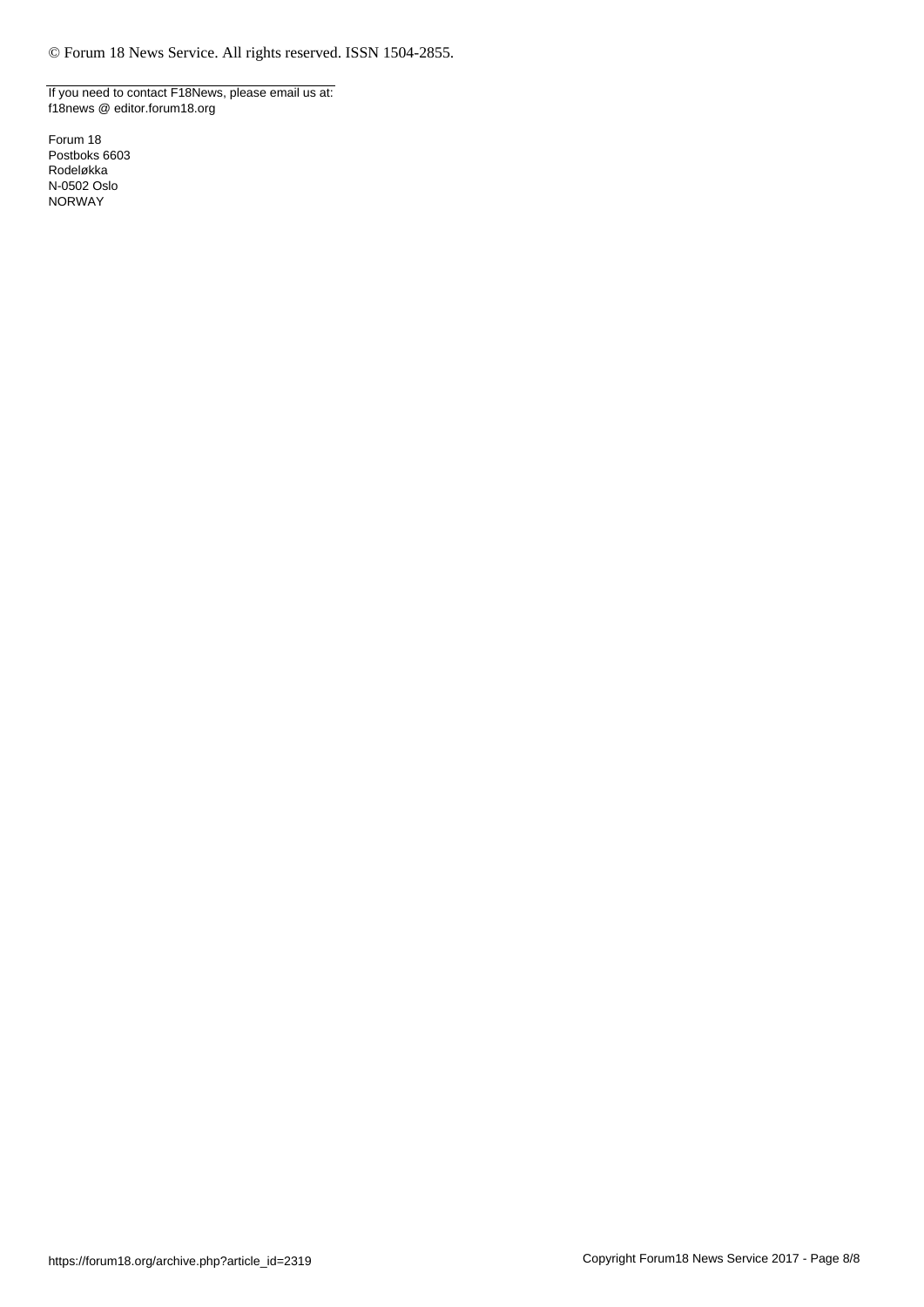© Forum 18 News Service. All rights reserved. ISSN 1504-2855.

If you need to contact F18News, please email us at:
f18news @ editor.forum18.org

Forum 18
Postboks 6603
Rodeløkka
N-0502 Oslo
NORWAY